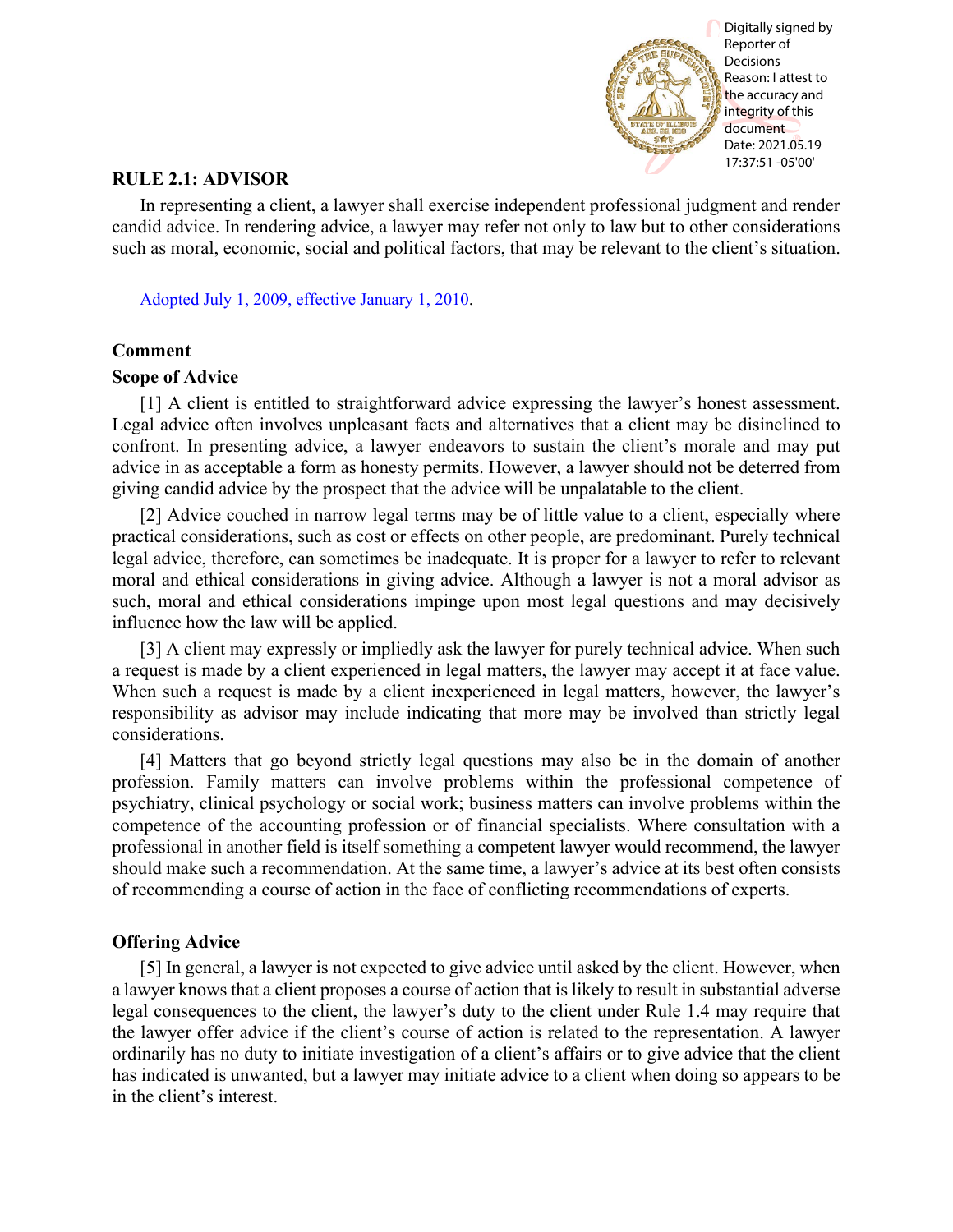## RULE 2.1: ADVISOR

In representing a client, a lawyer shall exercise independent professional judgment and render candid advice. In rendering advice, a lawyer may refer not only to law but to other considerations such as moral, economic, social and political factors, that may be relevant to the client's situation.

Adopted July 1, 2009, effective January 1, 2010.

### Comment

#### Scope of Advice

[1] A client is entitled to straightforward advice expressing the lawyer's honest assessment. Legal advice often involves unpleasant facts and alternatives that a client may be disinclined to confront. In presenting advice, a lawyer endeavors to sustain the client's morale and may put advice in as acceptable a form as honesty permits. However, a lawyer should not be deterred from giving candid advice by the prospect that the advice will be unpalatable to the client.

[2] Advice couched in narrow legal terms may be of little value to a client, especially where practical considerations, such as cost or effects on other people, are predominant. Purely technical legal advice, therefore, can sometimes be inadequate. It is proper for a lawyer to refer to relevant moral and ethical considerations in giving advice. Although a lawyer is not a moral advisor as such, moral and ethical considerations impinge upon most legal questions and may decisively influence how the law will be applied.

[3] A client may expressly or impliedly ask the lawyer for purely technical advice. When such a request is made by a client experienced in legal matters, the lawyer may accept it at face value. When such a request is made by a client inexperienced in legal matters, however, the lawyer's responsibility as advisor may include indicating that more may be involved than strictly legal considerations.

[4] Matters that go beyond strictly legal questions may also be in the domain of another profession. Family matters can involve problems within the professional competence of psychiatry, clinical psychology or social work; business matters can involve problems within the competence of the accounting profession or of financial specialists. Where consultation with a professional in another field is itself something a competent lawyer would recommend, the lawyer should make such a recommendation. At the same time, a lawyer's advice at its best often consists of recommending a course of action in the face of conflicting recommendations of experts.

#### Offering Advice

[5] In general, a lawyer is not expected to give advice until asked by the client. However, when a lawyer knows that a client proposes a course of action that is likely to result in substantial adverse legal consequences to the client, the lawyer's duty to the client under Rule 1.4 may require that the lawyer offer advice if the client's course of action is related to the representation. A lawyer ordinarily has no duty to initiate investigation of a client's affairs or to give advice that the client has indicated is unwanted, but a lawyer may initiate advice to a client when doing so appears to be in the client's interest.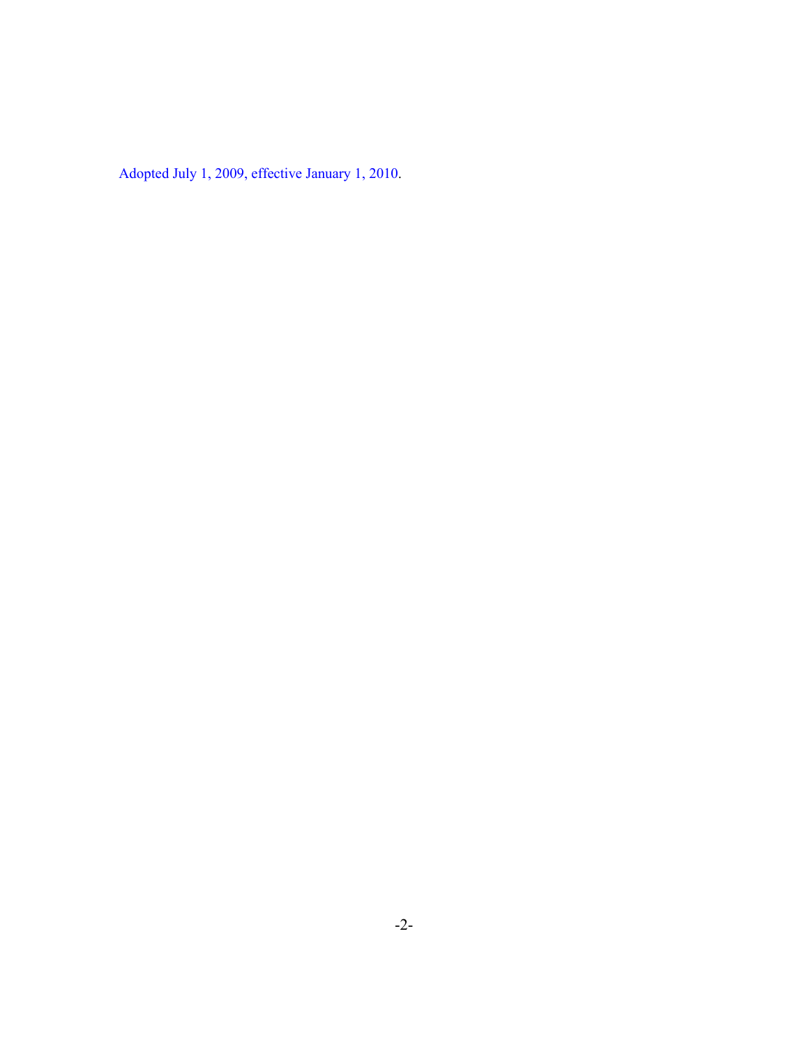Adopted July 1, 2009, effective January 1, 2010.